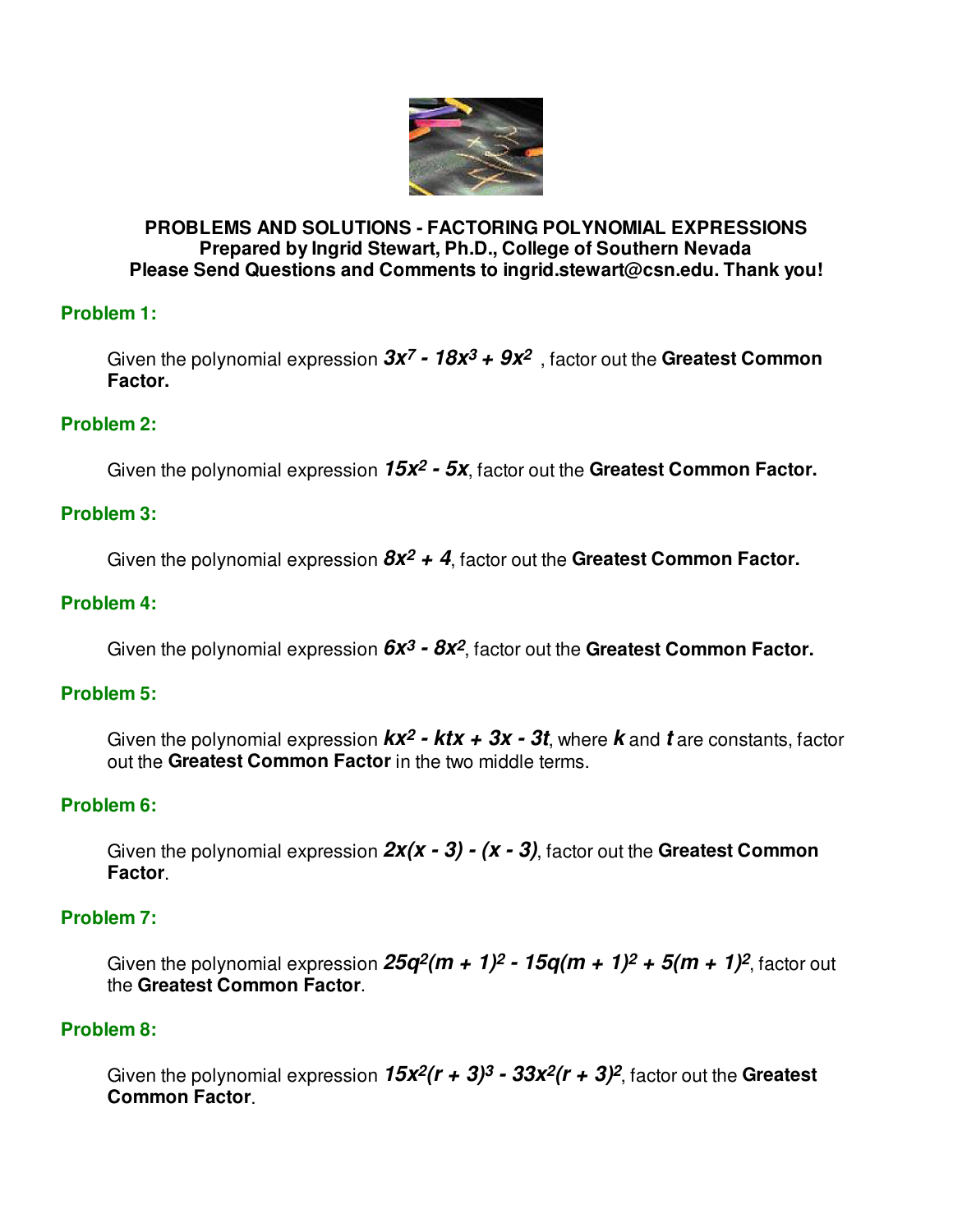**PROBLEMS AND SOLUTIONS - FACTORING POLYNOMIAL EXPRESSIONS**
**Prepared by Ingrid Stewart, Ph.D., College of Southern Nevada**
**Please Send Questions and Comments to ingrid.stewart@csn.edu. Thank you!**

## Problem 1:

Given the polynomial expression $3x^7 - 18x^3 + 9x^2$ , factor out the **Greatest Common Factor.**

## Problem 2:

Given the polynomial expression $15x^2 - 5x$, factor out the **Greatest Common Factor.**

## Problem 3:

Given the polynomial expression $8x^2 + 4$, factor out the **Greatest Common Factor.**

## Problem 4:

Given the polynomial expression $6x^3 - 8x^2$, factor out the **Greatest Common Factor.**

## Problem 5:

Given the polynomial expression $kx^2 - ktx + 3x - 3t$, where $k$ and $t$ are constants, factor out the **Greatest Common Factor** in the two middle terms.

## Problem 6:

Given the polynomial expression $2x(x - 3) - (x - 3)$, factor out the **Greatest Common Factor**.

## Problem 7:

Given the polynomial expression $25q^2(m + 1)^2 - 15q(m + 1)^2 + 5(m + 1)^2$, factor out the **Greatest Common Factor**.

## Problem 8:

Given the polynomial expression $15x^2(r + 3)^3 - 33x^2(r + 3)^2$, factor out the **Greatest Common Factor**.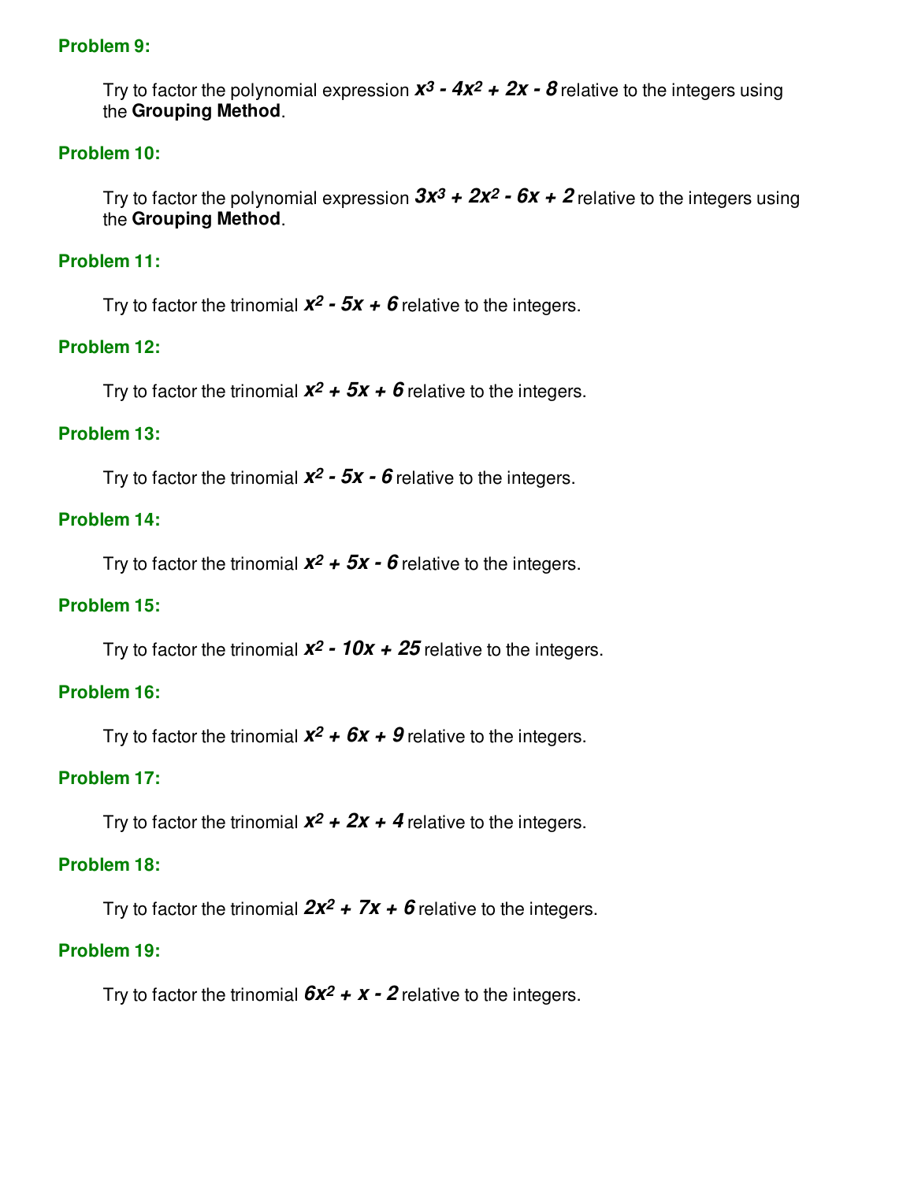**Problem 9:**

Try to factor the polynomial expression $x^3 - 4x^2 + 2x - 8$ relative to the integers using the **Grouping Method**.

**Problem 10:**

Try to factor the polynomial expression $3x^3 + 2x^2 - 6x + 2$ relative to the integers using the **Grouping Method**.

**Problem 11:**

Try to factor the trinomial $x^2 - 5x + 6$ relative to the integers.

**Problem 12:**

Try to factor the trinomial $x^2 + 5x + 6$ relative to the integers.

**Problem 13:**

Try to factor the trinomial $x^2 - 5x - 6$ relative to the integers.

**Problem 14:**

Try to factor the trinomial $x^2 + 5x - 6$ relative to the integers.

**Problem 15:**

Try to factor the trinomial $x^2 - 10x + 25$ relative to the integers.

**Problem 16:**

Try to factor the trinomial $x^2 + 6x + 9$ relative to the integers.

**Problem 17:**

Try to factor the trinomial $x^2 + 2x + 4$ relative to the integers.

**Problem 18:**

Try to factor the trinomial $2x^2 + 7x + 6$ relative to the integers.

**Problem 19:**

Try to factor the trinomial $6x^2 + x - 2$ relative to the integers.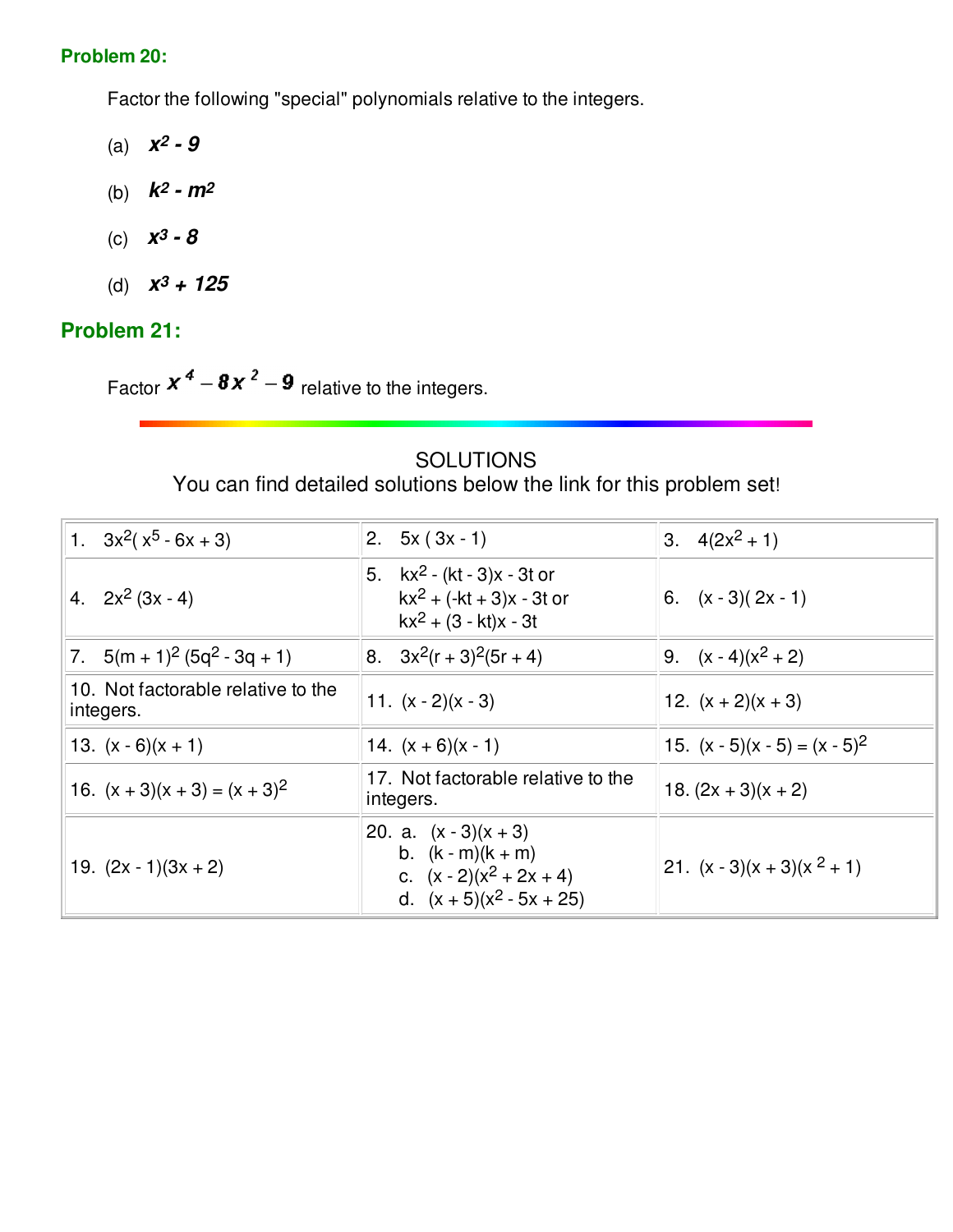### Problem 20:

Factor the following "special" polynomials relative to the integers.

(a) $x^2 - 9$

(b) $k^2 - m^2$

(c) $x^3 - 8$

(d) $x^3 + 125$

### Problem 21:

Factor $x^4 - 8x^2 - 9$ relative to the integers.

---

SOLUTIONS
You can find detailed solutions below the link for this problem set!

| | | |
|---|---|---|
| 1. $3x^2(x^5 - 6x + 3)$ | 2. $5x(3x - 1)$ | 3. $4(2x^2 + 1)$ |
| 4. $2x^2(3x - 4)$ | 5. $kx^2 - (kt - 3)x - 3t$ or $kx^2 + (-kt + 3)x - 3t$ or $kx^2 + (3 - kt)x - 3t$ | 6. $(x - 3)(2x - 1)$ |
| 7. $5(m + 1)^2(5q^2 - 3q + 1)$ | 8. $3x^2(r + 3)^2(5r + 4)$ | 9. $(x - 4)(x^2 + 2)$ |
| 10. Not factorable relative to the integers. | 11. $(x - 2)(x - 3)$ | 12. $(x + 2)(x + 3)$ |
| 13. $(x - 6)(x + 1)$ | 14. $(x + 6)(x - 1)$ | 15. $(x - 5)(x - 5) = (x - 5)^2$ |
| 16. $(x + 3)(x + 3) = (x + 3)^2$ | 17. Not factorable relative to the integers. | 18. $(2x + 3)(x + 2)$ |
| 19. $(2x - 1)(3x + 2)$ | 20. a. $(x - 3)(x + 3)$ b. $(k - m)(k + m)$ c. $(x - 2)(x^2 + 2x + 4)$ d. $(x + 5)(x^2 - 5x + 25)$ | 21. $(x - 3)(x + 3)(x^2 + 1)$ |